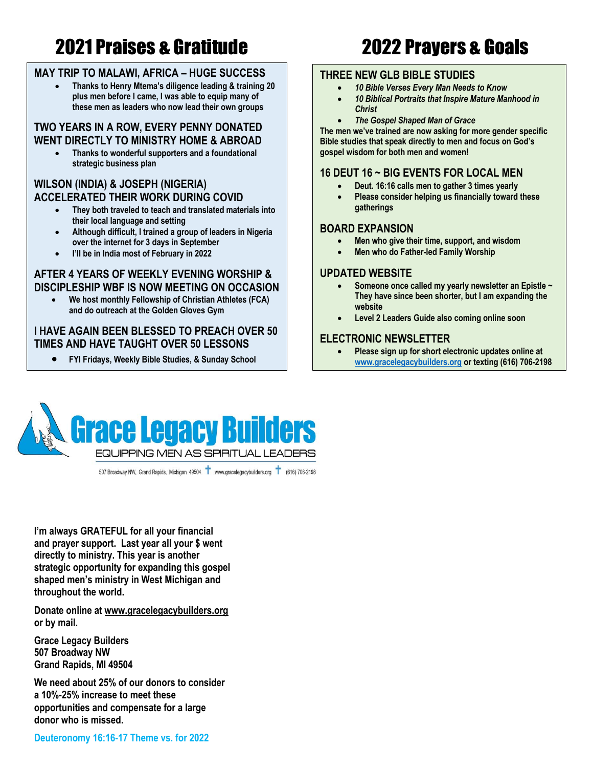# 2021 Praises & Gratitude

### MAY TRIP TO MALAWI, AFRICA – HUGE SUCCESS

- **Thanks to Henry Mtema's diligence leading & training 20 plus men before I came, I was able to equip many of these men as leaders who now lead their own groups**

### TWO YEARS IN A ROW, EVERY PENNY DONATED WENT DIRECTLY TO MINISTRY HOME & ABROAD

- **Thanks to wonderful supporters and a foundational strategic business plan**

### WILSON (INDIA) & JOSEPH (NIGERIA) ACCELERATED THEIR WORK DURING COVID

- **They both traveled to teach and translated materials into their local language and setting**
- **Although difficult, I trained a group of leaders in Nigeria over the internet for 3 days in September**
- **I'll be in India most of February in 2022**

### AFTER 4 YEARS OF WEEKLY EVENING WORSHIP & DISCIPLESHIP WBF IS NOW MEETING ON OCCASION

- **We host monthly Fellowship of Christian Athletes (FCA) and do outreach at the Golden Gloves Gym**

### I HAVE AGAIN BEEN BLESSED TO PREACH OVER 50 TIMES AND HAVE TAUGHT OVER 50 LESSONS

- **FYI Fridays, Weekly Bible Studies, & Sunday School**

# 2022 Prayers & Goals

### THREE NEW GLB BIBLE STUDIES

- ***10 Bible Verses Every Man Needs to Know***
- ***10 Biblical Portraits that Inspire Mature Manhood in Christ***
- ***The Gospel Shaped Man of Grace***

**The men we've trained are now asking for more gender specific Bible studies that speak directly to men and focus on God's gospel wisdom for both men and women!**

### 16 DEUT 16 ~ BIG EVENTS FOR LOCAL MEN

- **Deut. 16:16 calls men to gather 3 times yearly**
- **Please consider helping us financially toward these gatherings**

### BOARD EXPANSION

- **Men who give their time, support, and wisdom**
- **Men who do Father-led Family Worship**

### UPDATED WEBSITE

- **Someone once called my yearly newsletter an Epistle ~ They have since been shorter, but I am expanding the website**
- **Level 2 Leaders Guide also coming online soon**

### ELECTRONIC NEWSLETTER

- **Please sign up for short electronic updates online at www.gracelegacybuilders.org or texting (616) 706-2198**

# Grace Legacy Builders

EQUIPPING MEN AS SPIRITUAL LEADERS

507 Broadway NW, Grand Rapids, Michigan 49504 † www.gracelegacybuilders.org † (616) 706-2198

**I'm always GRATEFUL for all your financial and prayer support. Last year all your $ went directly to ministry. This year is another strategic opportunity for expanding this gospel shaped men's ministry in West Michigan and throughout the world.**

**Donate online at www.gracelegacybuilders.org or by mail.**

**Grace Legacy Builders**
**507 Broadway NW**
**Grand Rapids, MI 49504**

**We need about 25% of our donors to consider a 10%-25% increase to meet these opportunities and compensate for a large donor who is missed.**

**Deuteronomy 16:16-17 Theme vs. for 2022**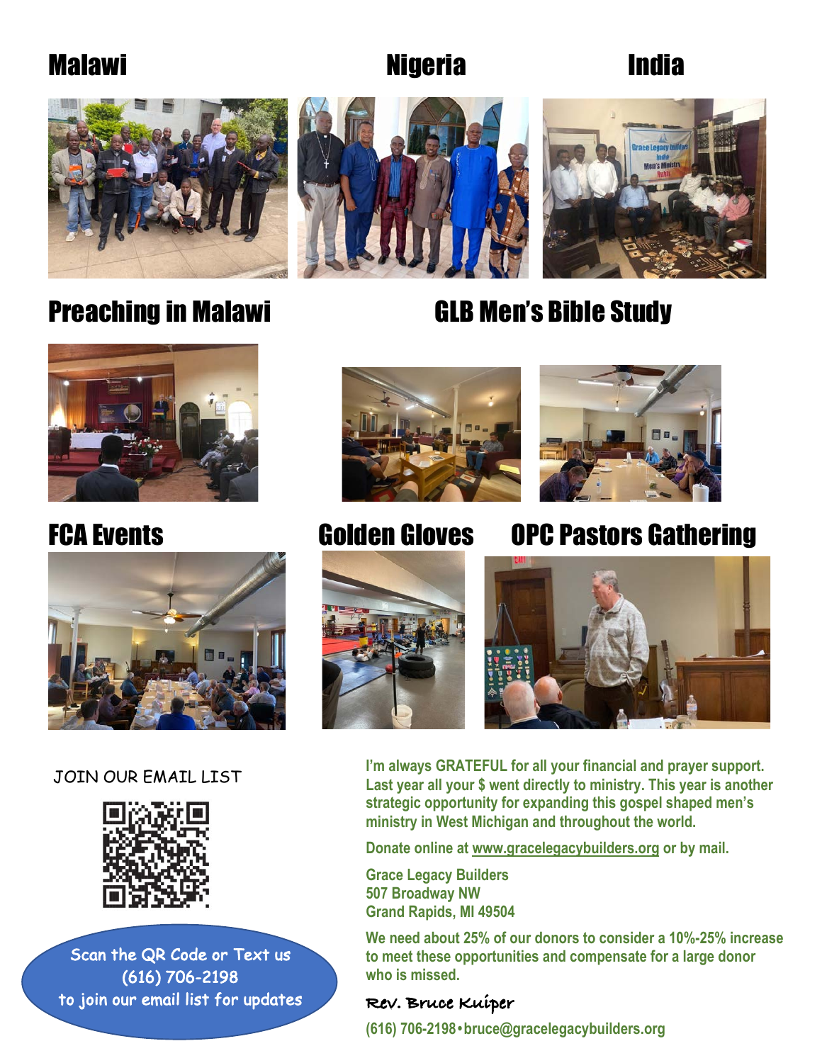## Malawi

## Nigeria

## India

## Preaching in Malawi

## GLB Men's Bible Study

## FCA Events

## Golden Gloves

## OPC Pastors Gathering

JOIN OUR EMAIL LIST

Scan the QR Code or Text us (616) 706-2198 to join our email list for updates

**I'm always GRATEFUL for all your financial and prayer support. Last year all your $ went directly to ministry. This year is another strategic opportunity for expanding this gospel shaped men's ministry in West Michigan and throughout the world.**

**Donate online at www.gracelegacybuilders.org or by mail.**

**Grace Legacy Builders**
**507 Broadway NW**
**Grand Rapids, MI 49504**

**We need about 25% of our donors to consider a 10%-25% increase to meet these opportunities and compensate for a large donor who is missed.**

**Rev. Bruce Kuiper**

**(616) 706-2198 • bruce@gracelegacybuilders.org**